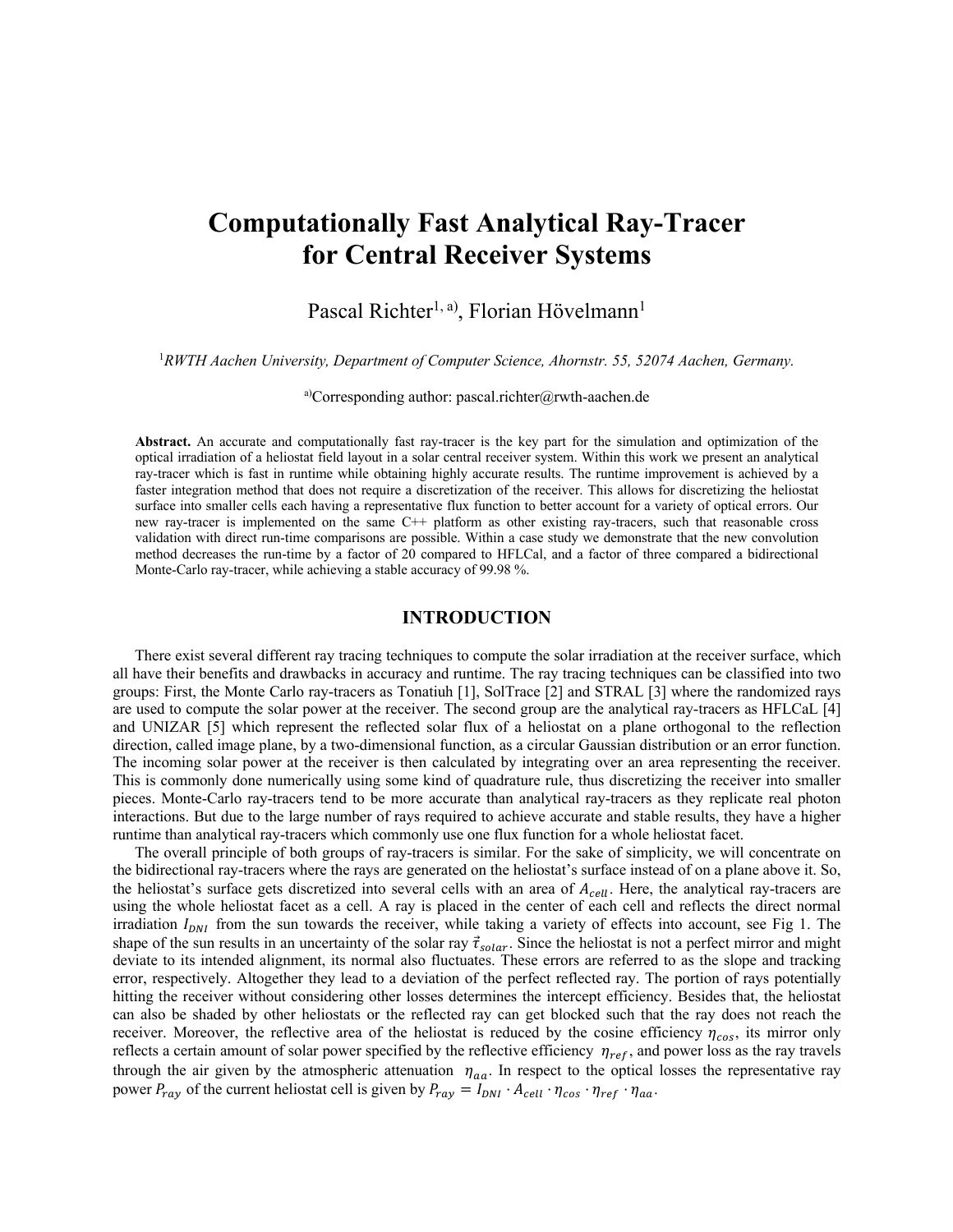# Computationally Fast Analytical Ray-Tracer for Central Receiver Systems

Pascal Richter[1, a)], Florian Hövelmann[1]

[1]*RWTH Aachen University, Department of Computer Science, Ahornstr. 55, 52074 Aachen, Germany.*

[a)]Corresponding author: pascal.richter@rwth-aachen.de

**Abstract.** An accurate and computationally fast ray-tracer is the key part for the simulation and optimization of the optical irradiation of a heliostat field layout in a solar central receiver system. Within this work we present an analytical ray-tracer which is fast in runtime while obtaining highly accurate results. The runtime improvement is achieved by a faster integration method that does not require a discretization of the receiver. This allows for discretizing the heliostat surface into smaller cells each having a representative flux function to better account for a variety of optical errors. Our new ray-tracer is implemented on the same C++ platform as other existing ray-tracers, such that reasonable cross validation with direct run-time comparisons are possible. Within a case study we demonstrate that the new convolution method decreases the run-time by a factor of 20 compared to HFLCal, and a factor of three compared a bidirectional Monte-Carlo ray-tracer, while achieving a stable accuracy of 99.98 %.

## INTRODUCTION

There exist several different ray tracing techniques to compute the solar irradiation at the receiver surface, which all have their benefits and drawbacks in accuracy and runtime. The ray tracing techniques can be classified into two groups: First, the Monte Carlo ray-tracers as Tonatiuh [1], SolTrace [2] and STRAL [3] where the randomized rays are used to compute the solar power at the receiver. The second group are the analytical ray-tracers as HFLCaL [4] and UNIZAR [5] which represent the reflected solar flux of a heliostat on a plane orthogonal to the reflection direction, called image plane, by a two-dimensional function, as a circular Gaussian distribution or an error function. The incoming solar power at the receiver is then calculated by integrating over an area representing the receiver. This is commonly done numerically using some kind of quadrature rule, thus discretizing the receiver into smaller pieces. Monte-Carlo ray-tracers tend to be more accurate than analytical ray-tracers as they replicate real photon interactions. But due to the large number of rays required to achieve accurate and stable results, they have a higher runtime than analytical ray-tracers which commonly use one flux function for a whole heliostat facet.

The overall principle of both groups of ray-tracers is similar. For the sake of simplicity, we will concentrate on the bidirectional ray-tracers where the rays are generated on the heliostat's surface instead of on a plane above it. So, the heliostat's surface gets discretized into several cells with an area of $A_{cell}$. Here, the analytical ray-tracers are using the whole heliostat facet as a cell. A ray is placed in the center of each cell and reflects the direct normal irradiation $I_{DNI}$ from the sun towards the receiver, while taking a variety of effects into account, see Fig 1. The shape of the sun results in an uncertainty of the solar ray $\vec{\tau}_{solar}$. Since the heliostat is not a perfect mirror and might deviate to its intended alignment, its normal also fluctuates. These errors are referred to as the slope and tracking error, respectively. Altogether they lead to a deviation of the perfect reflected ray. The portion of rays potentially hitting the receiver without considering other losses determines the intercept efficiency. Besides that, the heliostat can also be shaded by other heliostats or the reflected ray can get blocked such that the ray does not reach the receiver. Moreover, the reflective area of the heliostat is reduced by the cosine efficiency $\eta_{cos}$, its mirror only reflects a certain amount of solar power specified by the reflective efficiency $\eta_{ref}$, and power loss as the ray travels through the air given by the atmospheric attenuation $\eta_{aa}$. In respect to the optical losses the representative ray power $P_{ray}$ of the current heliostat cell is given by $P_{ray} = I_{DNI} \cdot A_{cell} \cdot \eta_{cos} \cdot \eta_{ref} \cdot \eta_{aa}$.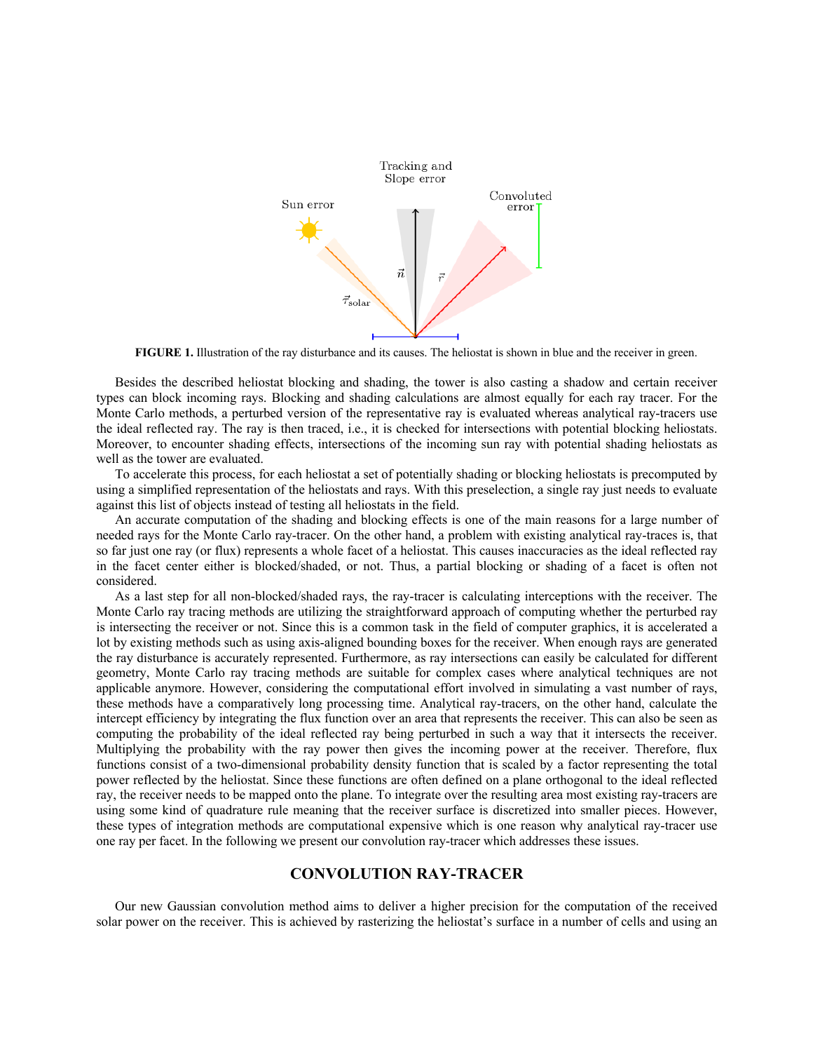**FIGURE 1.** Illustration of the ray disturbance and its causes. The heliostat is shown in blue and the receiver in green.

Besides the described heliostat blocking and shading, the tower is also casting a shadow and certain receiver types can block incoming rays. Blocking and shading calculations are almost equally for each ray tracer. For the Monte Carlo methods, a perturbed version of the representative ray is evaluated whereas analytical ray-tracers use the ideal reflected ray. The ray is then traced, i.e., it is checked for intersections with potential blocking heliostats. Moreover, to encounter shading effects, intersections of the incoming sun ray with potential shading heliostats as well as the tower are evaluated.

To accelerate this process, for each heliostat a set of potentially shading or blocking heliostats is precomputed by using a simplified representation of the heliostats and rays. With this preselection, a single ray just needs to evaluate against this list of objects instead of testing all heliostats in the field.

An accurate computation of the shading and blocking effects is one of the main reasons for a large number of needed rays for the Monte Carlo ray-tracer. On the other hand, a problem with existing analytical ray-traces is, that so far just one ray (or flux) represents a whole facet of a heliostat. This causes inaccuracies as the ideal reflected ray in the facet center either is blocked/shaded, or not. Thus, a partial blocking or shading of a facet is often not considered.

As a last step for all non-blocked/shaded rays, the ray-tracer is calculating interceptions with the receiver. The Monte Carlo ray tracing methods are utilizing the straightforward approach of computing whether the perturbed ray is intersecting the receiver or not. Since this is a common task in the field of computer graphics, it is accelerated a lot by existing methods such as using axis-aligned bounding boxes for the receiver. When enough rays are generated the ray disturbance is accurately represented. Furthermore, as ray intersections can easily be calculated for different geometry, Monte Carlo ray tracing methods are suitable for complex cases where analytical techniques are not applicable anymore. However, considering the computational effort involved in simulating a vast number of rays, these methods have a comparatively long processing time. Analytical ray-tracers, on the other hand, calculate the intercept efficiency by integrating the flux function over an area that represents the receiver. This can also be seen as computing the probability of the ideal reflected ray being perturbed in such a way that it intersects the receiver. Multiplying the probability with the ray power then gives the incoming power at the receiver. Therefore, flux functions consist of a two-dimensional probability density function that is scaled by a factor representing the total power reflected by the heliostat. Since these functions are often defined on a plane orthogonal to the ideal reflected ray, the receiver needs to be mapped onto the plane. To integrate over the resulting area most existing ray-tracers are using some kind of quadrature rule meaning that the receiver surface is discretized into smaller pieces. However, these types of integration methods are computational expensive which is one reason why analytical ray-tracer use one ray per facet. In the following we present our convolution ray-tracer which addresses these issues.

## CONVOLUTION RAY-TRACER

Our new Gaussian convolution method aims to deliver a higher precision for the computation of the received solar power on the receiver. This is achieved by rasterizing the heliostat's surface in a number of cells and using an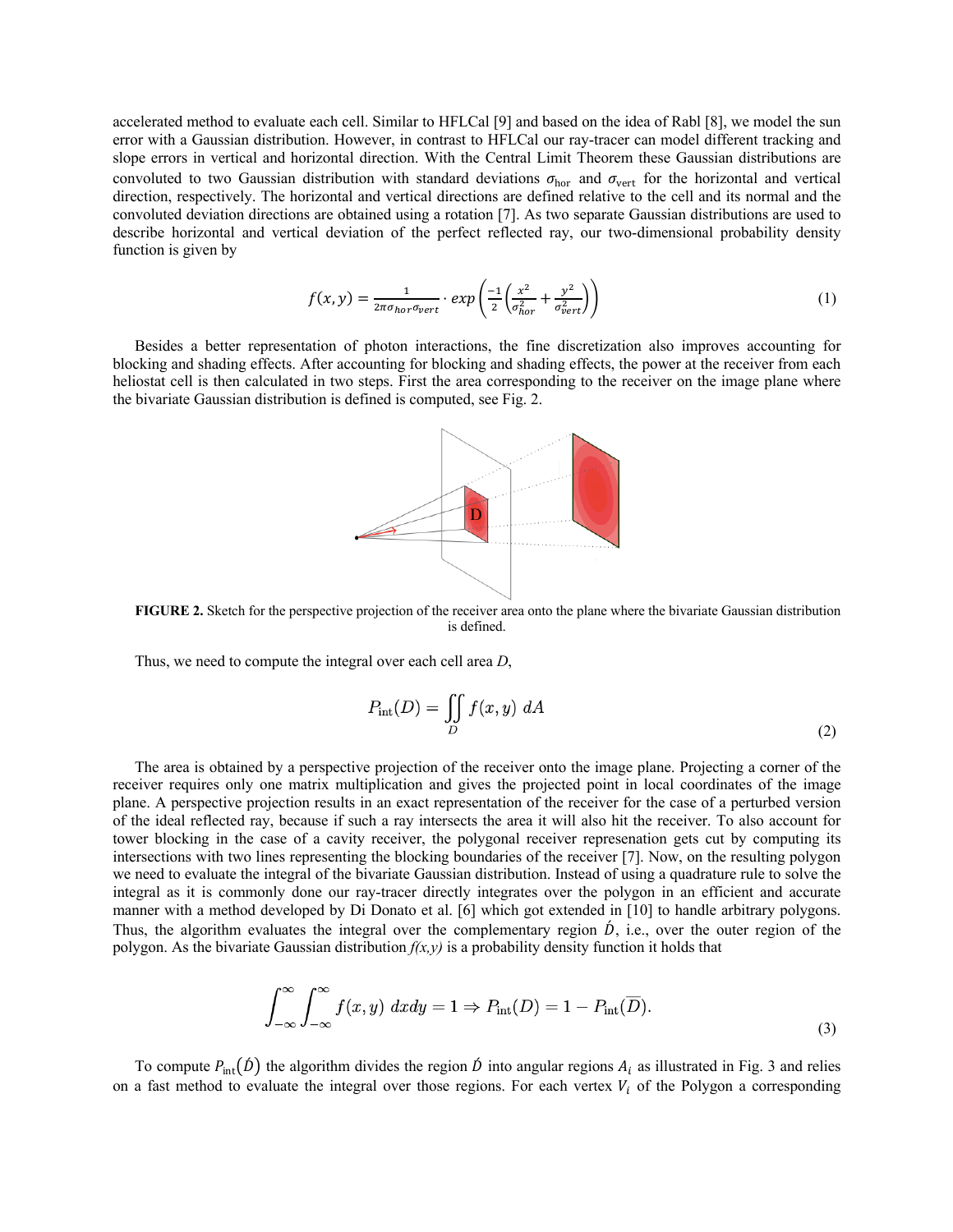accelerated method to evaluate each cell. Similar to HFLCal [9] and based on the idea of Rabl [8], we model the sun error with a Gaussian distribution. However, in contrast to HFLCal our ray-tracer can model different tracking and slope errors in vertical and horizontal direction. With the Central Limit Theorem these Gaussian distributions are convoluted to two Gaussian distribution with standard deviations $\sigma_{\text{hor}}$ and $\sigma_{\text{vert}}$ for the horizontal and vertical direction, respectively. The horizontal and vertical directions are defined relative to the cell and its normal and the convoluted deviation directions are obtained using a rotation [7]. As two separate Gaussian distributions are used to describe horizontal and vertical deviation of the perfect reflected ray, our two-dimensional probability density function is given by

$$f(x,y) = \frac{1}{2\pi\sigma_{hor}\sigma_{vert}} \cdot exp\left(\frac{-1}{2}\left(\frac{x^2}{\sigma_{hor}^2} + \frac{y^2}{\sigma_{vert}^2}\right)\right) \tag{1}$$

Besides a better representation of photon interactions, the fine discretization also improves accounting for blocking and shading effects. After accounting for blocking and shading effects, the power at the receiver from each heliostat cell is then calculated in two steps. First the area corresponding to the receiver on the image plane where the bivariate Gaussian distribution is defined is computed, see Fig. 2.

**FIGURE 2.** Sketch for the perspective projection of the receiver area onto the plane where the bivariate Gaussian distribution is defined.

Thus, we need to compute the integral over each cell area *D*,

$$P_{\text{int}}(D) = \iint\limits_{D} f(x,y)\ dA \tag{2}$$

The area is obtained by a perspective projection of the receiver onto the image plane. Projecting a corner of the receiver requires only one matrix multiplication and gives the projected point in local coordinates of the image plane. A perspective projection results in an exact representation of the receiver for the case of a perturbed version of the ideal reflected ray, because if such a ray intersects the area it will also hit the receiver. To also account for tower blocking in the case of a cavity receiver, the polygonal receiver represenation gets cut by computing its intersections with two lines representing the blocking boundaries of the receiver [7]. Now, on the resulting polygon we need to evaluate the integral of the bivariate Gaussian distribution. Instead of using a quadrature rule to solve the integral as it is commonly done our ray-tracer directly integrates over the polygon in an efficient and accurate manner with a method developed by Di Donato et al. [6] which got extended in [10] to handle arbitrary polygons. Thus, the algorithm evaluates the integral over the complementary region $\acute{D}$, i.e., over the outer region of the polygon. As the bivariate Gaussian distribution *f(x,y)* is a probability density function it holds that

$$\int_{-\infty}^{\infty}\int_{-\infty}^{\infty} f(x,y)\ dxdy = 1 \Rightarrow P_{\text{int}}(D) = 1 - P_{\text{int}}(\overline{D}). \tag{3}$$

To compute $P_{\text{int}}(\acute{D})$ the algorithm divides the region $\acute{D}$ into angular regions $A_i$ as illustrated in Fig. 3 and relies on a fast method to evaluate the integral over those regions. For each vertex $V_i$ of the Polygon a corresponding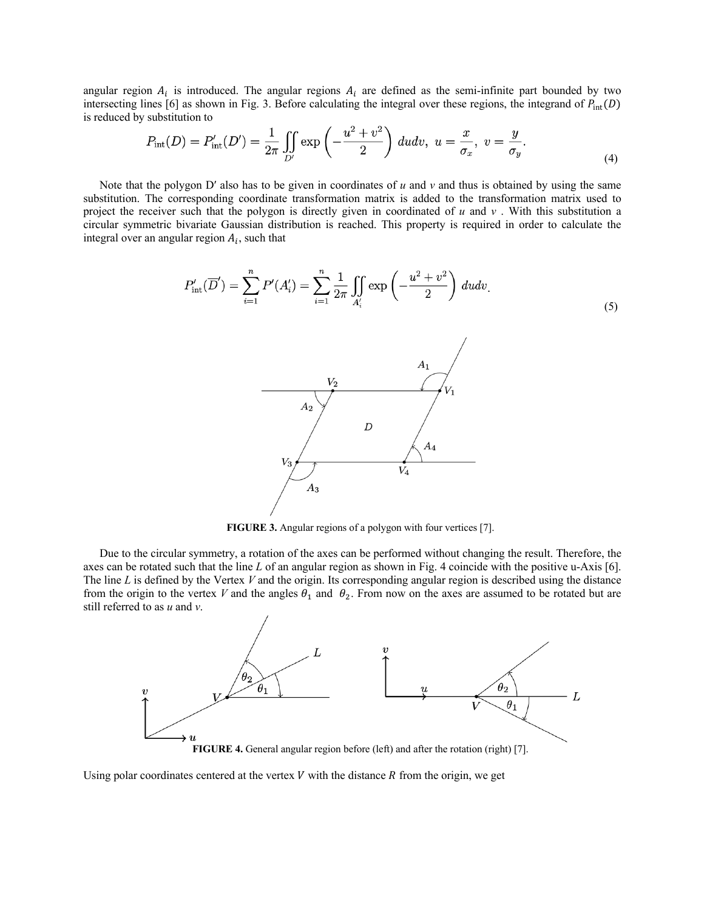angular region $A_i$ is introduced. The angular regions $A_i$ are defined as the semi-infinite part bounded by two intersecting lines [6] as shown in Fig. 3. Before calculating the integral over these regions, the integrand of $P_{\text{int}}(D)$ is reduced by substitution to

$$P_{\text{int}}(D) = P'_{\text{int}}(D') = \frac{1}{2\pi} \iint\limits_{D'} \exp\left(-\frac{u^2+v^2}{2}\right) du dv, \; u = \frac{x}{\sigma_x}, \; v = \frac{y}{\sigma_y}. \tag{4}$$

Note that the polygon D′ also has to be given in coordinates of *u* and *v* and thus is obtained by using the same substitution. The corresponding coordinate transformation matrix is added to the transformation matrix used to project the receiver such that the polygon is directly given in coordinated of *u* and *v* . With this substitution a circular symmetric bivariate Gaussian distribution is reached. This property is required in order to calculate the integral over an angular region $A_i$, such that

$$P'_{\text{int}}(\overline{D}') = \sum_{i=1}^{n} P'(A'_i) = \sum_{i=1}^{n} \frac{1}{2\pi} \iint\limits_{A'_i} \exp\left(-\frac{u^2+v^2}{2}\right) du dv. \tag{5}$$

**FIGURE 3.** Angular regions of a polygon with four vertices [7].

Due to the circular symmetry, a rotation of the axes can be performed without changing the result. Therefore, the axes can be rotated such that the line *L* of an angular region as shown in Fig. 4 coincide with the positive u-Axis [6]. The line *L* is defined by the Vertex *V* and the origin. Its corresponding angular region is described using the distance from the origin to the vertex *V* and the angles $\theta_1$ and $\theta_2$. From now on the axes are assumed to be rotated but are still referred to as *u* and *v*.

**FIGURE 4.** General angular region before (left) and after the rotation (right) [7].

Using polar coordinates centered at the vertex $V$ with the distance $R$ from the origin, we get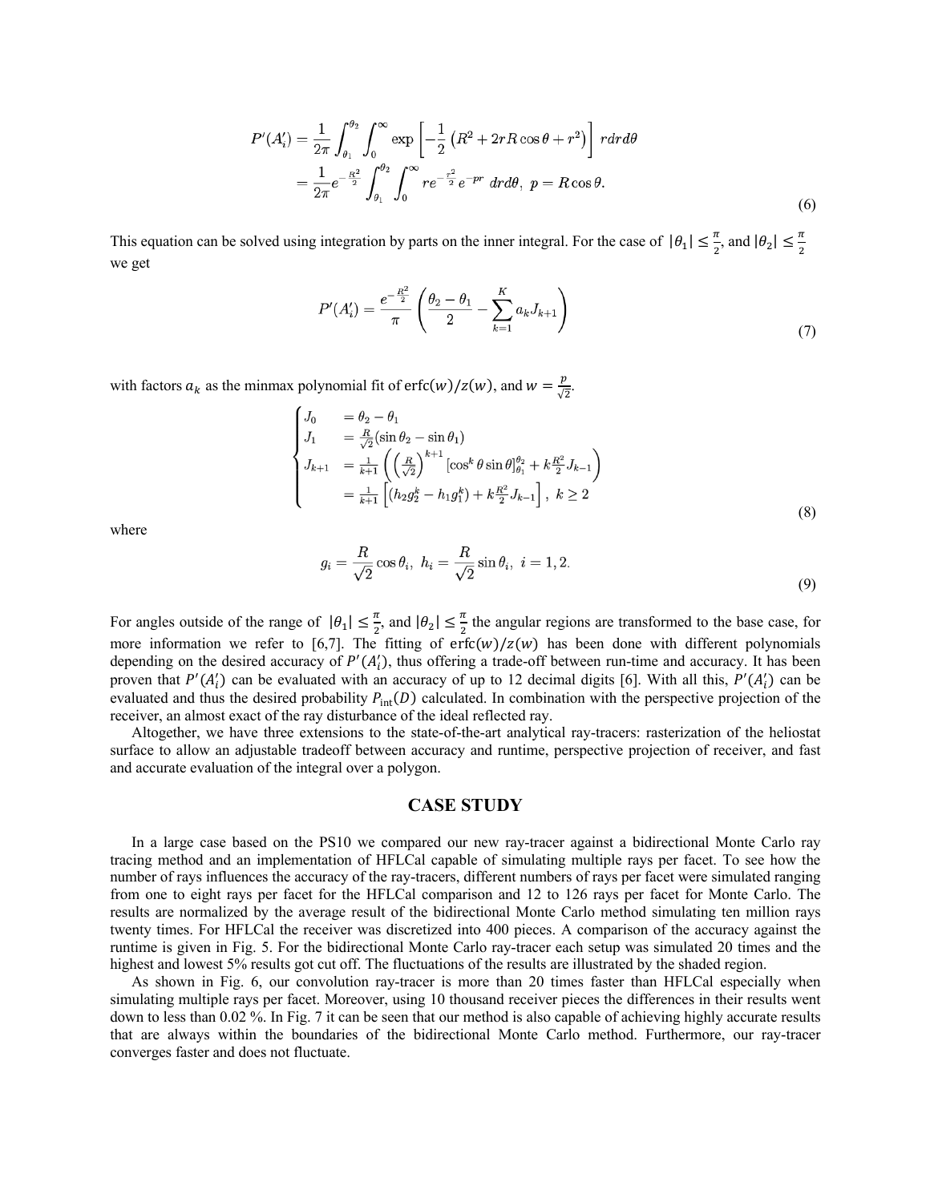$$P'(A_i') = \frac{1}{2\pi}\int_{\theta_1}^{\theta_2}\int_0^{\infty} \exp\left[-\frac{1}{2}\left(R^2 + 2rR\cos\theta + r^2\right)\right] r dr d\theta$$
$$= \frac{1}{2\pi}e^{-\frac{R^2}{2}}\int_{\theta_1}^{\theta_2}\int_0^{\infty} re^{-\frac{r^2}{2}}e^{-pr}\, dr d\theta,\ p = R\cos\theta. \tag{6}$$

This equation can be solved using integration by parts on the inner integral. For the case of $|\theta_1| \leq \frac{\pi}{2}$, and $|\theta_2| \leq \frac{\pi}{2}$ we get

$$P'(A_i') = \frac{e^{-\frac{R^2}{2}}}{\pi}\left(\frac{\theta_2 - \theta_1}{2} - \sum_{k=1}^{K} a_k J_{k+1}\right) \tag{7}$$

with factors $a_k$ as the minmax polynomial fit of $\text{erfc}(w)/z(w)$, and $w = \frac{p}{\sqrt{2}}$.

$$\begin{cases} J_0 &= \theta_2 - \theta_1 \\ J_1 &= \frac{R}{\sqrt{2}}(\sin\theta_2 - \sin\theta_1) \\ J_{k+1} &= \frac{1}{k+1}\left(\left(\frac{R}{\sqrt{2}}\right)^{k+1}\left[\cos^k\theta\sin\theta\right]_{\theta_1}^{\theta_2} + k\frac{R^2}{2}J_{k-1}\right) \\ &= \frac{1}{k+1}\left[\left(h_2 g_2^k - h_1 g_1^k\right) + k\frac{R^2}{2}J_{k-1}\right],\ k \geq 2 \end{cases} \tag{8}$$

where

$$g_i = \frac{R}{\sqrt{2}}\cos\theta_i,\ h_i = \frac{R}{\sqrt{2}}\sin\theta_i,\ i = 1, 2. \tag{9}$$

For angles outside of the range of $|\theta_1| \leq \frac{\pi}{2}$, and $|\theta_2| \leq \frac{\pi}{2}$ the angular regions are transformed to the base case, for more information we refer to [6,7]. The fitting of $\text{erfc}(w)/z(w)$ has been done with different polynomials depending on the desired accuracy of $P'(A_i')$, thus offering a trade-off between run-time and accuracy. It has been proven that $P'(A_i')$ can be evaluated with an accuracy of up to 12 decimal digits [6]. With all this, $P'(A_i')$ can be evaluated and thus the desired probability $P_{\text{int}}(D)$ calculated. In combination with the perspective projection of the receiver, an almost exact of the ray disturbance of the ideal reflected ray.

Altogether, we have three extensions to the state-of-the-art analytical ray-tracers: rasterization of the heliostat surface to allow an adjustable tradeoff between accuracy and runtime, perspective projection of receiver, and fast and accurate evaluation of the integral over a polygon.

## CASE STUDY

In a large case based on the PS10 we compared our new ray-tracer against a bidirectional Monte Carlo ray tracing method and an implementation of HFLCal capable of simulating multiple rays per facet. To see how the number of rays influences the accuracy of the ray-tracers, different numbers of rays per facet were simulated ranging from one to eight rays per facet for the HFLCal comparison and 12 to 126 rays per facet for Monte Carlo. The results are normalized by the average result of the bidirectional Monte Carlo method simulating ten million rays twenty times. For HFLCal the receiver was discretized into 400 pieces. A comparison of the accuracy against the runtime is given in Fig. 5. For the bidirectional Monte Carlo ray-tracer each setup was simulated 20 times and the highest and lowest 5% results got cut off. The fluctuations of the results are illustrated by the shaded region.

As shown in Fig. 6, our convolution ray-tracer is more than 20 times faster than HFLCal especially when simulating multiple rays per facet. Moreover, using 10 thousand receiver pieces the differences in their results went down to less than 0.02 %. In Fig. 7 it can be seen that our method is also capable of achieving highly accurate results that are always within the boundaries of the bidirectional Monte Carlo method. Furthermore, our ray-tracer converges faster and does not fluctuate.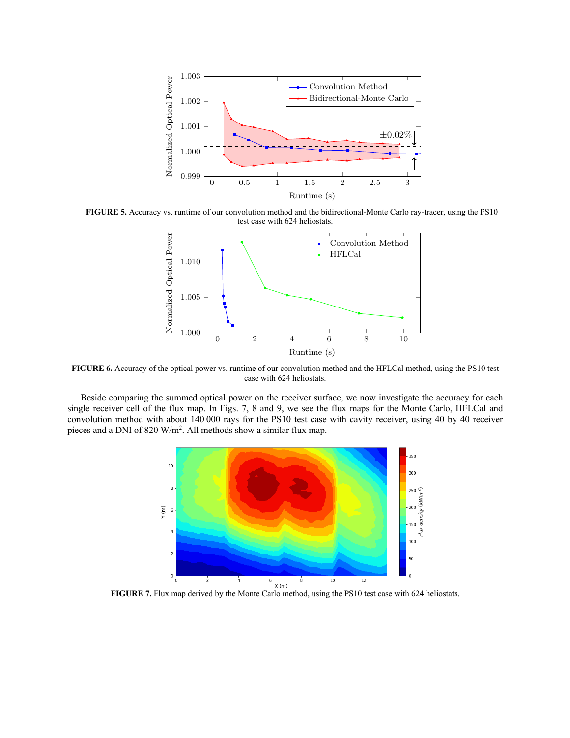**FIGURE 5.** Accuracy vs. runtime of our convolution method and the bidirectional-Monte Carlo ray-tracer, using the PS10 test case with 624 heliostats.

**FIGURE 6.** Accuracy of the optical power vs. runtime of our convolution method and the HFLCal method, using the PS10 test case with 624 heliostats.

Beside comparing the summed optical power on the receiver surface, we now investigate the accuracy for each single receiver cell of the flux map. In Figs. 7, 8 and 9, we see the flux maps for the Monte Carlo, HFLCal and convolution method with about 140 000 rays for the PS10 test case with cavity receiver, using 40 by 40 receiver pieces and a DNI of 820 W/m$^2$. All methods show a similar flux map.

**FIGURE 7.** Flux map derived by the Monte Carlo method, using the PS10 test case with 624 heliostats.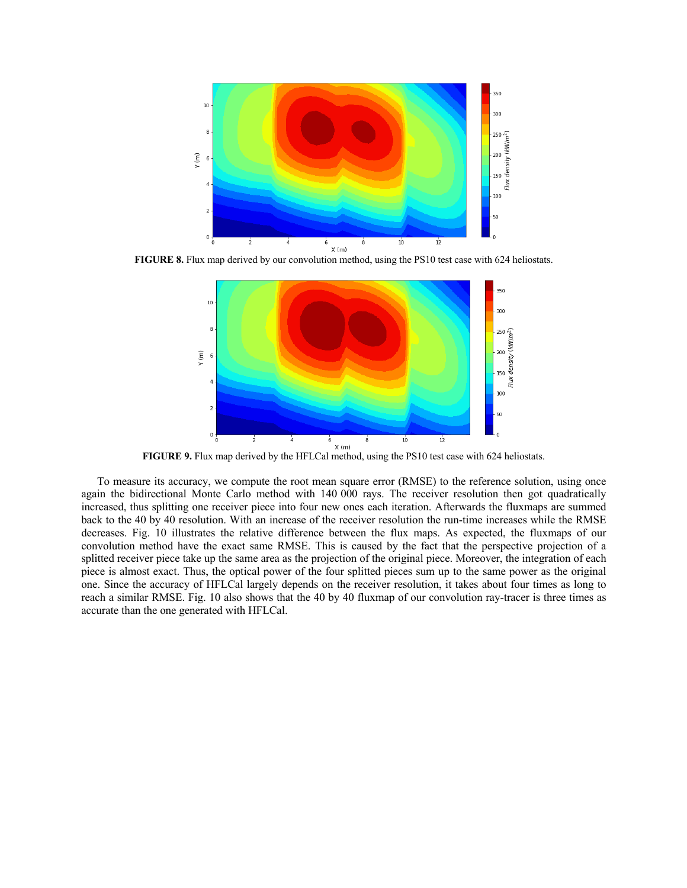**FIGURE 8.** Flux map derived by our convolution method, using the PS10 test case with 624 heliostats.

**FIGURE 9.** Flux map derived by the HFLCal method, using the PS10 test case with 624 heliostats.

To measure its accuracy, we compute the root mean square error (RMSE) to the reference solution, using once again the bidirectional Monte Carlo method with 140 000 rays. The receiver resolution then got quadratically increased, thus splitting one receiver piece into four new ones each iteration. Afterwards the fluxmaps are summed back to the 40 by 40 resolution. With an increase of the receiver resolution the run-time increases while the RMSE decreases. Fig. 10 illustrates the relative difference between the flux maps. As expected, the fluxmaps of our convolution method have the exact same RMSE. This is caused by the fact that the perspective projection of a splitted receiver piece take up the same area as the projection of the original piece. Moreover, the integration of each piece is almost exact. Thus, the optical power of the four splitted pieces sum up to the same power as the original one. Since the accuracy of HFLCal largely depends on the receiver resolution, it takes about four times as long to reach a similar RMSE. Fig. 10 also shows that the 40 by 40 fluxmap of our convolution ray-tracer is three times as accurate than the one generated with HFLCal.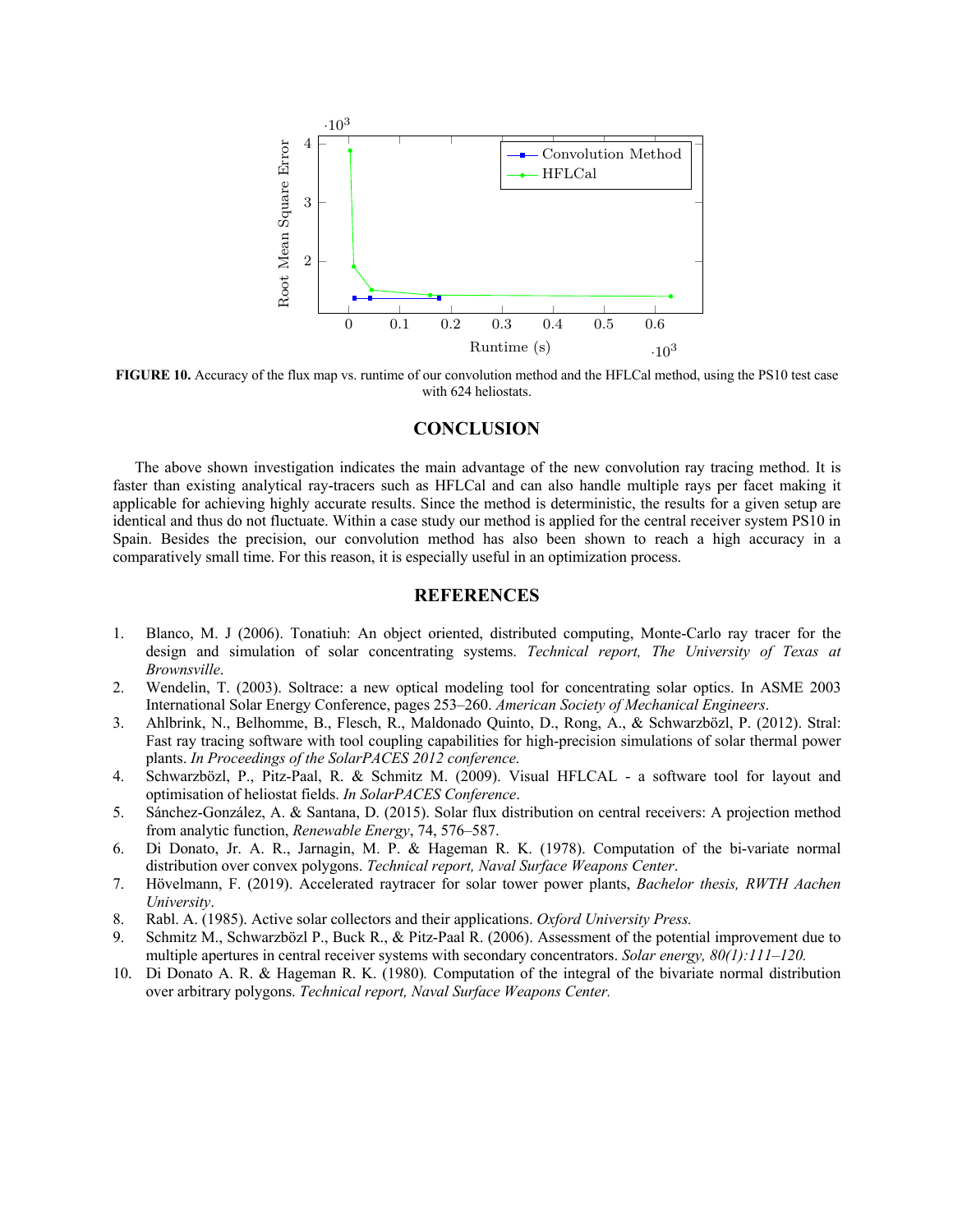$\cdot 10^3$

Root Mean Square Error

4

3

2

0 0.1 0.2 0.3 0.4 0.5 0.6

Runtime (s) $\cdot 10^3$

Convolution Method

HFLCal

**FIGURE 10.** Accuracy of the flux map vs. runtime of our convolution method and the HFLCal method, using the PS10 test case with 624 heliostats.

## CONCLUSION

The above shown investigation indicates the main advantage of the new convolution ray tracing method. It is faster than existing analytical ray-tracers such as HFLCal and can also handle multiple rays per facet making it applicable for achieving highly accurate results. Since the method is deterministic, the results for a given setup are identical and thus do not fluctuate. Within a case study our method is applied for the central receiver system PS10 in Spain. Besides the precision, our convolution method has also been shown to reach a high accuracy in a comparatively small time. For this reason, it is especially useful in an optimization process.

## REFERENCES

1. Blanco, M. J (2006). Tonatiuh: An object oriented, distributed computing, Monte-Carlo ray tracer for the design and simulation of solar concentrating systems. *Technical report, The University of Texas at Brownsville*.
2. Wendelin, T. (2003). Soltrace: a new optical modeling tool for concentrating solar optics. In ASME 2003 International Solar Energy Conference, pages 253–260. *American Society of Mechanical Engineers*.
3. Ahlbrink, N., Belhomme, B., Flesch, R., Maldonado Quinto, D., Rong, A., & Schwarzbözl, P. (2012). Stral: Fast ray tracing software with tool coupling capabilities for high-precision simulations of solar thermal power plants. *In Proceedings of the SolarPACES 2012 conference*.
4. Schwarzbözl, P., Pitz-Paal, R. & Schmitz M. (2009). Visual HFLCAL - a software tool for layout and optimisation of heliostat fields. *In SolarPACES Conference*.
5. Sánchez-González, A. & Santana, D. (2015). Solar flux distribution on central receivers: A projection method from analytic function, *Renewable Energy*, 74, 576–587.
6. Di Donato, Jr. A. R., Jarnagin, M. P. & Hageman R. K. (1978). Computation of the bi-variate normal distribution over convex polygons. *Technical report, Naval Surface Weapons Center*.
7. Hövelmann, F. (2019). Accelerated raytracer for solar tower power plants, *Bachelor thesis, RWTH Aachen University*.
8. Rabl. A. (1985). Active solar collectors and their applications. *Oxford University Press.*
9. Schmitz M., Schwarzbözl P., Buck R., & Pitz-Paal R. (2006). Assessment of the potential improvement due to multiple apertures in central receiver systems with secondary concentrators. *Solar energy, 80(1):111–120.*
10. Di Donato A. R. & Hageman R. K. (1980). Computation of the integral of the bivariate normal distribution over arbitrary polygons. *Technical report, Naval Surface Weapons Center.*